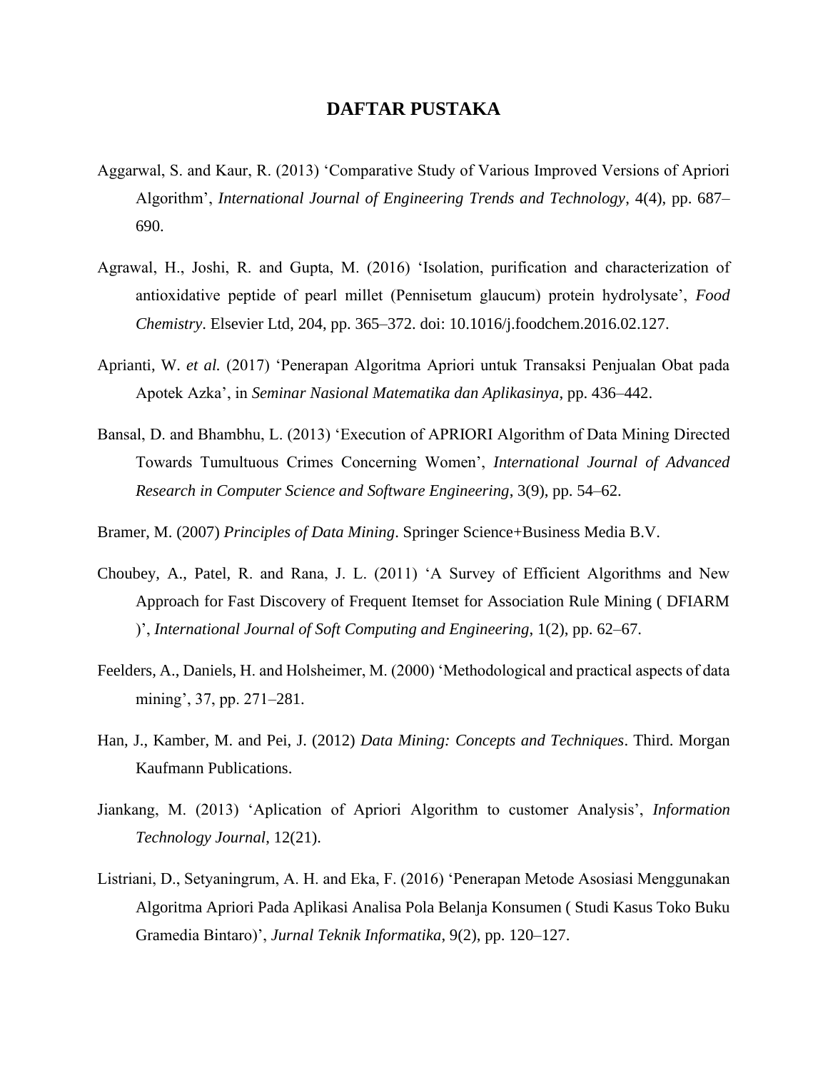# DAFTAR PUSTAKA

Aggarwal, S. and Kaur, R. (2013) 'Comparative Study of Various Improved Versions of Apriori Algorithm', *International Journal of Engineering Trends and Technology*, 4(4), pp. 687–690.

Agrawal, H., Joshi, R. and Gupta, M. (2016) 'Isolation, purification and characterization of antioxidative peptide of pearl millet (Pennisetum glaucum) protein hydrolysate', *Food Chemistry*. Elsevier Ltd, 204, pp. 365–372. doi: 10.1016/j.foodchem.2016.02.127.

Aprianti, W. *et al.* (2017) 'Penerapan Algoritma Apriori untuk Transaksi Penjualan Obat pada Apotek Azka', in *Seminar Nasional Matematika dan Aplikasinya*, pp. 436–442.

Bansal, D. and Bhambhu, L. (2013) 'Execution of APRIORI Algorithm of Data Mining Directed Towards Tumultuous Crimes Concerning Women', *International Journal of Advanced Research in Computer Science and Software Engineering*, 3(9), pp. 54–62.

Bramer, M. (2007) *Principles of Data Mining*. Springer Science+Business Media B.V.

Choubey, A., Patel, R. and Rana, J. L. (2011) 'A Survey of Efficient Algorithms and New Approach for Fast Discovery of Frequent Itemset for Association Rule Mining ( DFIARM )', *International Journal of Soft Computing and Engineering*, 1(2), pp. 62–67.

Feelders, A., Daniels, H. and Holsheimer, M. (2000) 'Methodological and practical aspects of data mining', 37, pp. 271–281.

Han, J., Kamber, M. and Pei, J. (2012) *Data Mining: Concepts and Techniques*. Third. Morgan Kaufmann Publications.

Jiankang, M. (2013) 'Aplication of Apriori Algorithm to customer Analysis', *Information Technology Journal*, 12(21).

Listriani, D., Setyaningrum, A. H. and Eka, F. (2016) 'Penerapan Metode Asosiasi Menggunakan Algoritma Apriori Pada Aplikasi Analisa Pola Belanja Konsumen ( Studi Kasus Toko Buku Gramedia Bintaro)', *Jurnal Teknik Informatika*, 9(2), pp. 120–127.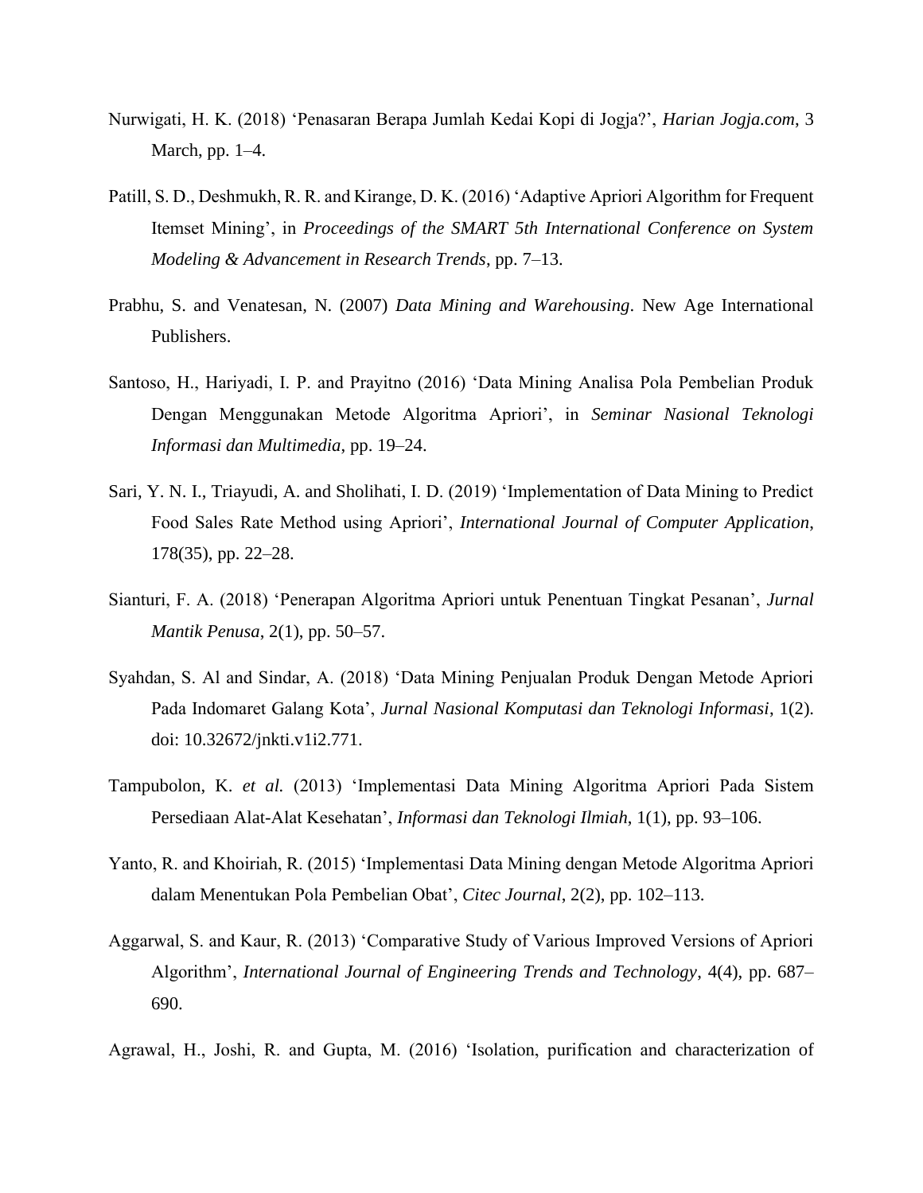Nurwigati, H. K. (2018) ‘Penasaran Berapa Jumlah Kedai Kopi di Jogja?’, *Harian Jogja.com*, 3 March, pp. 1–4.

Patill, S. D., Deshmukh, R. R. and Kirange, D. K. (2016) ‘Adaptive Apriori Algorithm for Frequent Itemset Mining’, in *Proceedings of the SMART 5th International Conference on System Modeling & Advancement in Research Trends*, pp. 7–13.

Prabhu, S. and Venatesan, N. (2007) *Data Mining and Warehousing*. New Age International Publishers.

Santoso, H., Hariyadi, I. P. and Prayitno (2016) ‘Data Mining Analisa Pola Pembelian Produk Dengan Menggunakan Metode Algoritma Apriori’, in *Seminar Nasional Teknologi Informasi dan Multimedia*, pp. 19–24.

Sari, Y. N. I., Triayudi, A. and Sholihati, I. D. (2019) ‘Implementation of Data Mining to Predict Food Sales Rate Method using Apriori’, *International Journal of Computer Application*, 178(35), pp. 22–28.

Sianturi, F. A. (2018) ‘Penerapan Algoritma Apriori untuk Penentuan Tingkat Pesanan’, *Jurnal Mantik Penusa*, 2(1), pp. 50–57.

Syahdan, S. Al and Sindar, A. (2018) ‘Data Mining Penjualan Produk Dengan Metode Apriori Pada Indomaret Galang Kota’, *Jurnal Nasional Komputasi dan Teknologi Informasi*, 1(2). doi: 10.32672/jnkti.v1i2.771.

Tampubolon, K. *et al.* (2013) ‘Implementasi Data Mining Algoritma Apriori Pada Sistem Persediaan Alat-Alat Kesehatan’, *Informasi dan Teknologi Ilmiah*, 1(1), pp. 93–106.

Yanto, R. and Khoiriah, R. (2015) ‘Implementasi Data Mining dengan Metode Algoritma Apriori dalam Menentukan Pola Pembelian Obat’, *Citec Journal*, 2(2), pp. 102–113.

Aggarwal, S. and Kaur, R. (2013) ‘Comparative Study of Various Improved Versions of Apriori Algorithm’, *International Journal of Engineering Trends and Technology*, 4(4), pp. 687–690.

Agrawal, H., Joshi, R. and Gupta, M. (2016) ‘Isolation, purification and characterization of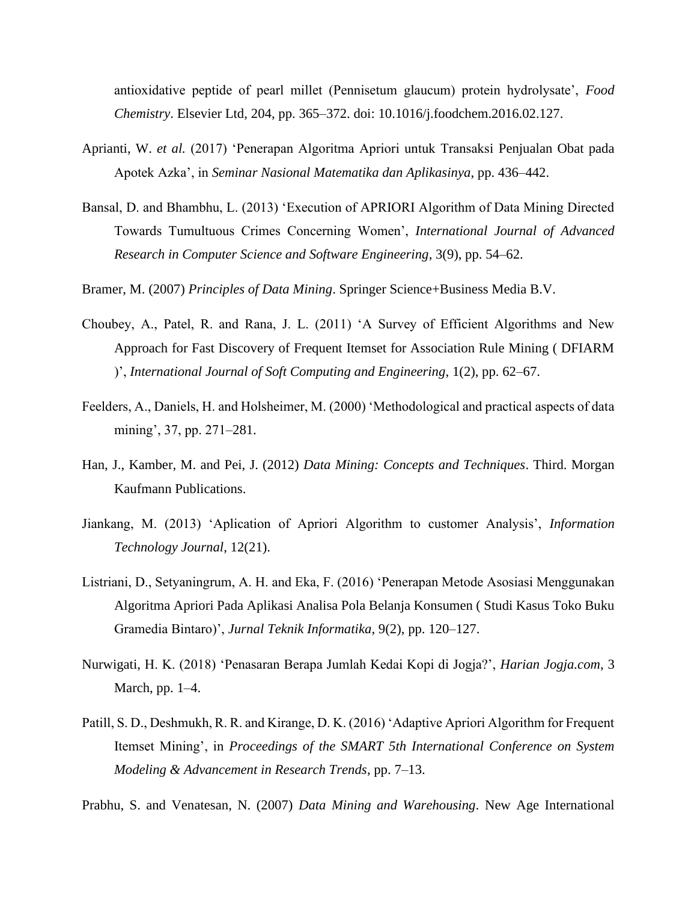antioxidative peptide of pearl millet (Pennisetum glaucum) protein hydrolysate', *Food Chemistry*. Elsevier Ltd, 204, pp. 365–372. doi: 10.1016/j.foodchem.2016.02.127.

Aprianti, W. *et al.* (2017) 'Penerapan Algoritma Apriori untuk Transaksi Penjualan Obat pada Apotek Azka', in *Seminar Nasional Matematika dan Aplikasinya*, pp. 436–442.

Bansal, D. and Bhambhu, L. (2013) 'Execution of APRIORI Algorithm of Data Mining Directed Towards Tumultuous Crimes Concerning Women', *International Journal of Advanced Research in Computer Science and Software Engineering*, 3(9), pp. 54–62.

Bramer, M. (2007) *Principles of Data Mining*. Springer Science+Business Media B.V.

Choubey, A., Patel, R. and Rana, J. L. (2011) 'A Survey of Efficient Algorithms and New Approach for Fast Discovery of Frequent Itemset for Association Rule Mining ( DFIARM )', *International Journal of Soft Computing and Engineering*, 1(2), pp. 62–67.

Feelders, A., Daniels, H. and Holsheimer, M. (2000) 'Methodological and practical aspects of data mining', 37, pp. 271–281.

Han, J., Kamber, M. and Pei, J. (2012) *Data Mining: Concepts and Techniques*. Third. Morgan Kaufmann Publications.

Jiankang, M. (2013) 'Aplication of Apriori Algorithm to customer Analysis', *Information Technology Journal*, 12(21).

Listriani, D., Setyaningrum, A. H. and Eka, F. (2016) 'Penerapan Metode Asosiasi Menggunakan Algoritma Apriori Pada Aplikasi Analisa Pola Belanja Konsumen ( Studi Kasus Toko Buku Gramedia Bintaro)', *Jurnal Teknik Informatika*, 9(2), pp. 120–127.

Nurwigati, H. K. (2018) 'Penasaran Berapa Jumlah Kedai Kopi di Jogja?', *Harian Jogja.com*, 3 March, pp. 1–4.

Patill, S. D., Deshmukh, R. R. and Kirange, D. K. (2016) 'Adaptive Apriori Algorithm for Frequent Itemset Mining', in *Proceedings of the SMART 5th International Conference on System Modeling & Advancement in Research Trends*, pp. 7–13.

Prabhu, S. and Venatesan, N. (2007) *Data Mining and Warehousing*. New Age International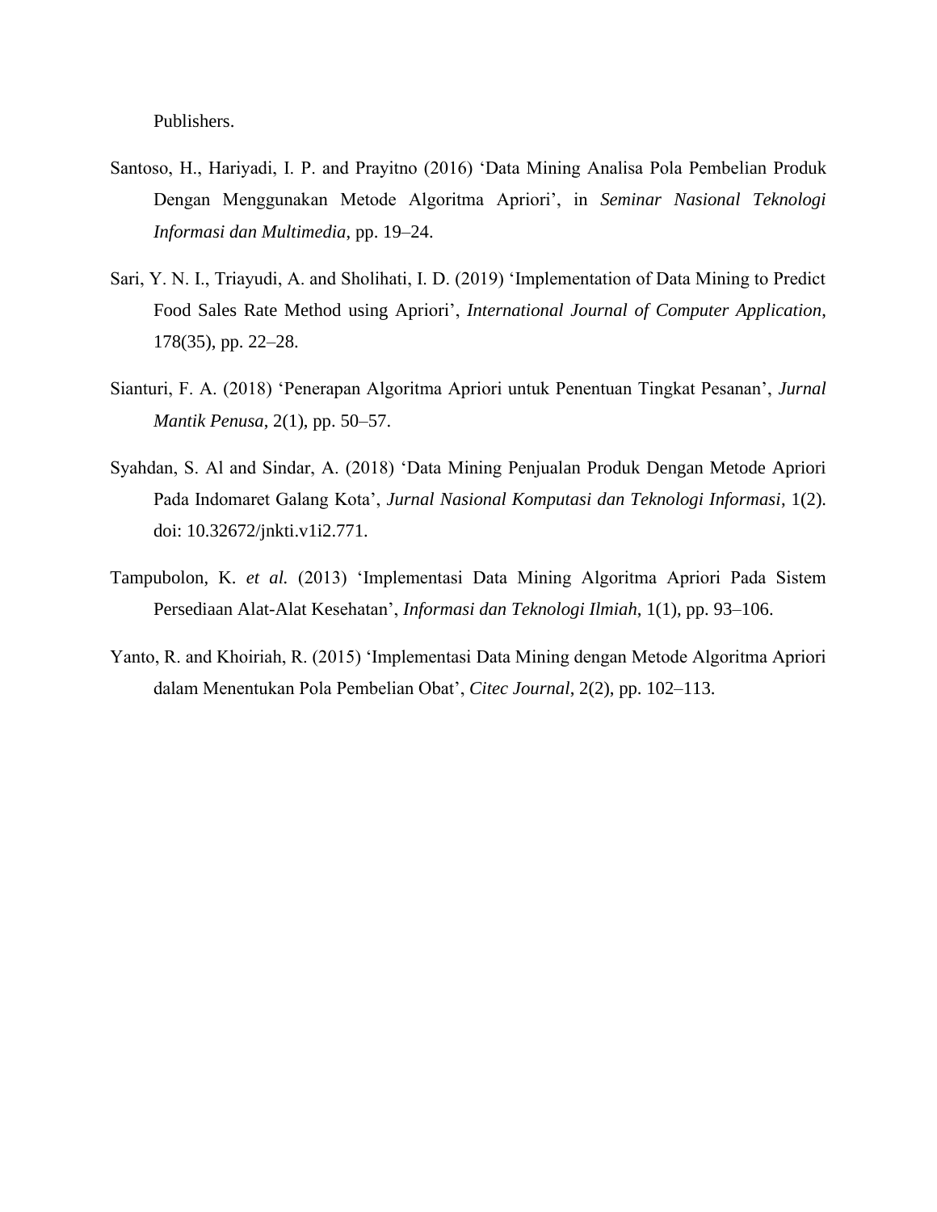Publishers.

Santoso, H., Hariyadi, I. P. and Prayitno (2016) 'Data Mining Analisa Pola Pembelian Produk Dengan Menggunakan Metode Algoritma Apriori', in *Seminar Nasional Teknologi Informasi dan Multimedia*, pp. 19–24.

Sari, Y. N. I., Triayudi, A. and Sholihati, I. D. (2019) 'Implementation of Data Mining to Predict Food Sales Rate Method using Apriori', *International Journal of Computer Application*, 178(35), pp. 22–28.

Sianturi, F. A. (2018) 'Penerapan Algoritma Apriori untuk Penentuan Tingkat Pesanan', *Jurnal Mantik Penusa*, 2(1), pp. 50–57.

Syahdan, S. Al and Sindar, A. (2018) 'Data Mining Penjualan Produk Dengan Metode Apriori Pada Indomaret Galang Kota', *Jurnal Nasional Komputasi dan Teknologi Informasi*, 1(2). doi: 10.32672/jnkti.v1i2.771.

Tampubolon, K. *et al.* (2013) 'Implementasi Data Mining Algoritma Apriori Pada Sistem Persediaan Alat-Alat Kesehatan', *Informasi dan Teknologi Ilmiah*, 1(1), pp. 93–106.

Yanto, R. and Khoiriah, R. (2015) 'Implementasi Data Mining dengan Metode Algoritma Apriori dalam Menentukan Pola Pembelian Obat', *Citec Journal*, 2(2), pp. 102–113.